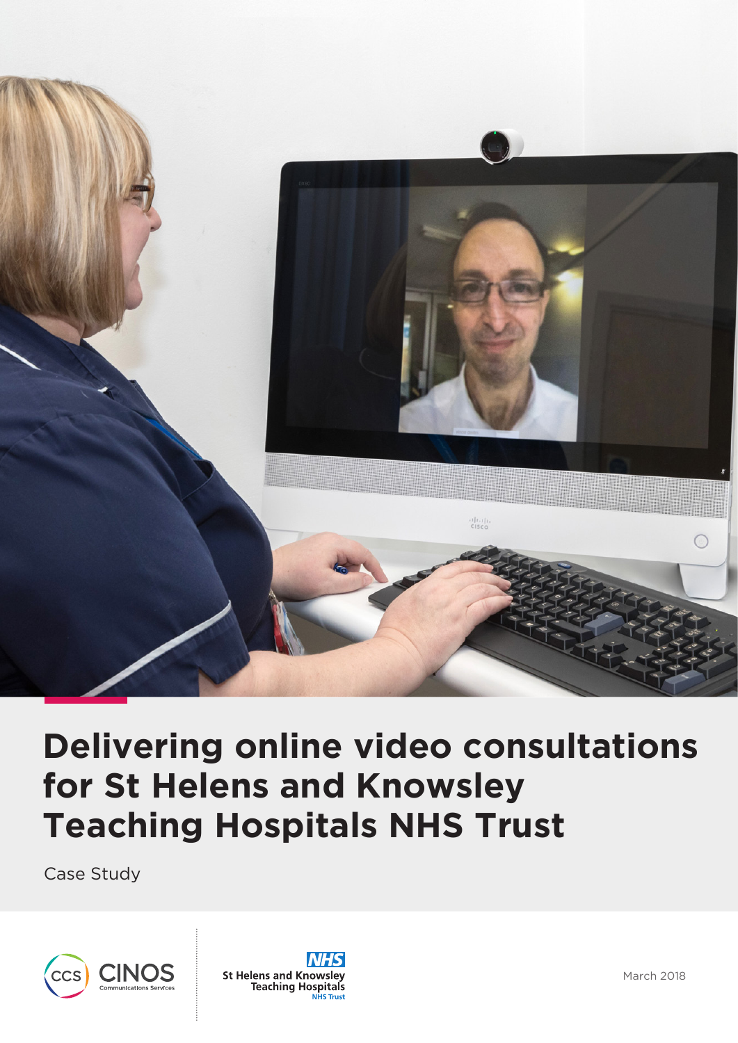# Delivering online video consultations for St Helens and Knowsley Teaching Hospitals NHS Trust

Case Study

CCS CINOS Communications Services

NHS St Helens and Knowsley Teaching Hospitals NHS Trust

March 2018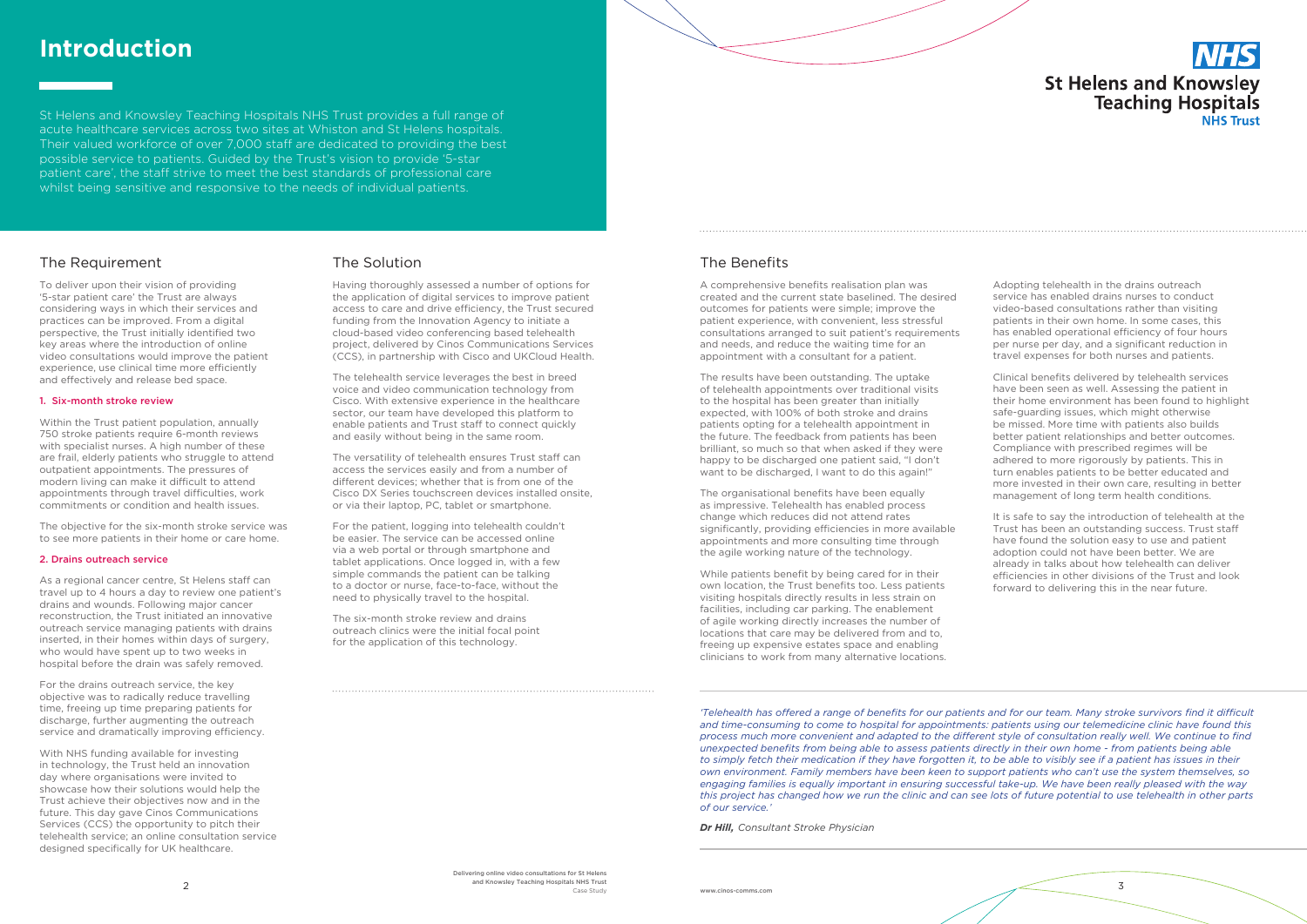# Introduction

St Helens and Knowsley Teaching Hospitals NHS Trust provides a full range of acute healthcare services across two sites at Whiston and St Helens hospitals. Their valued workforce of over 7,000 staff are dedicated to providing the best possible service to patients. Guided by the Trust's vision to provide '5-star patient care', the staff strive to meet the best standards of professional care whilst being sensitive and responsive to the needs of individual patients.

NHS St Helens and Knowsley Teaching Hospitals NHS Trust

## The Requirement

To deliver upon their vision of providing '5-star patient care' the Trust are always considering ways in which their services and practices can be improved. From a digital perspective, the Trust initially identified two key areas where the introduction of online video consultations would improve the patient experience, use clinical time more efficiently and effectively and release bed space.

**1. Six-month stroke review**

Within the Trust patient population, annually 750 stroke patients require 6-month reviews with specialist nurses. A high number of these are frail, elderly patients who struggle to attend outpatient appointments. The pressures of modern living can make it difficult to attend appointments through travel difficulties, work commitments or condition and health issues.

The objective for the six-month stroke service was to see more patients in their home or care home.

**2. Drains outreach service**

As a regional cancer centre, St Helens staff can travel up to 4 hours a day to review one patient's drains and wounds. Following major cancer reconstruction, the Trust initiated an innovative outreach service managing patients with drains inserted, in their homes within days of surgery, who would have spent up to two weeks in hospital before the drain was safely removed.

For the drains outreach service, the key objective was to radically reduce travelling time, freeing up time preparing patients for discharge, further augmenting the outreach service and dramatically improving efficiency.

With NHS funding available for investing in technology, the Trust held an innovation day where organisations were invited to showcase how their solutions would help the Trust achieve their objectives now and in the future. This day gave Cinos Communications Services (CCS) the opportunity to pitch their telehealth service; an online consultation service designed specifically for UK healthcare.

## The Solution

Having thoroughly assessed a number of options for the application of digital services to improve patient access to care and drive efficiency, the Trust secured funding from the Innovation Agency to initiate a cloud-based video conferencing based telehealth project, delivered by Cinos Communications Services (CCS), in partnership with Cisco and UKCloud Health.

The telehealth service leverages the best in breed voice and video communication technology from Cisco. With extensive experience in the healthcare sector, our team have developed this platform to enable patients and Trust staff to connect quickly and easily without being in the same room.

The versatility of telehealth ensures Trust staff can access the services easily and from a number of different devices; whether that is from one of the Cisco DX Series touchscreen devices installed onsite, or via their laptop, PC, tablet or smartphone.

For the patient, logging into telehealth couldn't be easier. The service can be accessed online via a web portal or through smartphone and tablet applications. Once logged in, with a few simple commands the patient can be talking to a doctor or nurse, face-to-face, without the need to physically travel to the hospital.

The six-month stroke review and drains outreach clinics were the initial focal point for the application of this technology.

## The Benefits

A comprehensive benefits realisation plan was created and the current state baselined. The desired outcomes for patients were simple; improve the patient experience, with convenient, less stressful consultations arranged to suit patient's requirements and needs, and reduce the waiting time for an appointment with a consultant for a patient.

The results have been outstanding. The uptake of telehealth appointments over traditional visits to the hospital has been greater than initially expected, with 100% of both stroke and drains patients opting for a telehealth appointment in the future. The feedback from patients has been brilliant, so much so that when asked if they were happy to be discharged one patient said, "I don't want to be discharged, I want to do this again!"

The organisational benefits have been equally as impressive. Telehealth has enabled process change which reduces did not attend rates significantly, providing efficiencies in more available appointments and more consulting time through the agile working nature of the technology.

While patients benefit by being cared for in their own location, the Trust benefits too. Less patients visiting hospitals directly results in less strain on facilities, including car parking. The enablement of agile working directly increases the number of locations that care may be delivered from and to, freeing up expensive estates space and enabling clinicians to work from many alternative locations.

Adopting telehealth in the drains outreach service has enabled drains nurses to conduct video-based consultations rather than visiting patients in their own home. In some cases, this has enabled operational efficiency of four hours per nurse per day, and a significant reduction in travel expenses for both nurses and patients.

Clinical benefits delivered by telehealth services have been seen as well. Assessing the patient in their home environment has been found to highlight safe-guarding issues, which might otherwise be missed. More time with patients also builds better patient relationships and better outcomes. Compliance with prescribed regimes will be adhered to more rigorously by patients. This in turn enables patients to be better educated and more invested in their own care, resulting in better management of long term health conditions.

It is safe to say the introduction of telehealth at the Trust has been an outstanding success. Trust staff have found the solution easy to use and patient adoption could not have been better. We are already in talks about how telehealth can deliver efficiencies in other divisions of the Trust and look forward to delivering this in the near future.

*'Telehealth has offered a range of benefits for our patients and for our team. Many stroke survivors find it difficult and time-consuming to come to hospital for appointments: patients using our telemedicine clinic have found this process much more convenient and adapted to the different style of consultation really well. We continue to find unexpected benefits from being able to assess patients directly in their own home - from patients being able to simply fetch their medication if they have forgotten it, to be able to visibly see if a patient has issues in their own environment. Family members have been keen to support patients who can't use the system themselves, so engaging families is equally important in ensuring successful take-up. We have been really pleased with the way this project has changed how we run the clinic and can see lots of future potential to use telehealth in other parts of our service.'*

***Dr Hill,*** *Consultant Stroke Physician*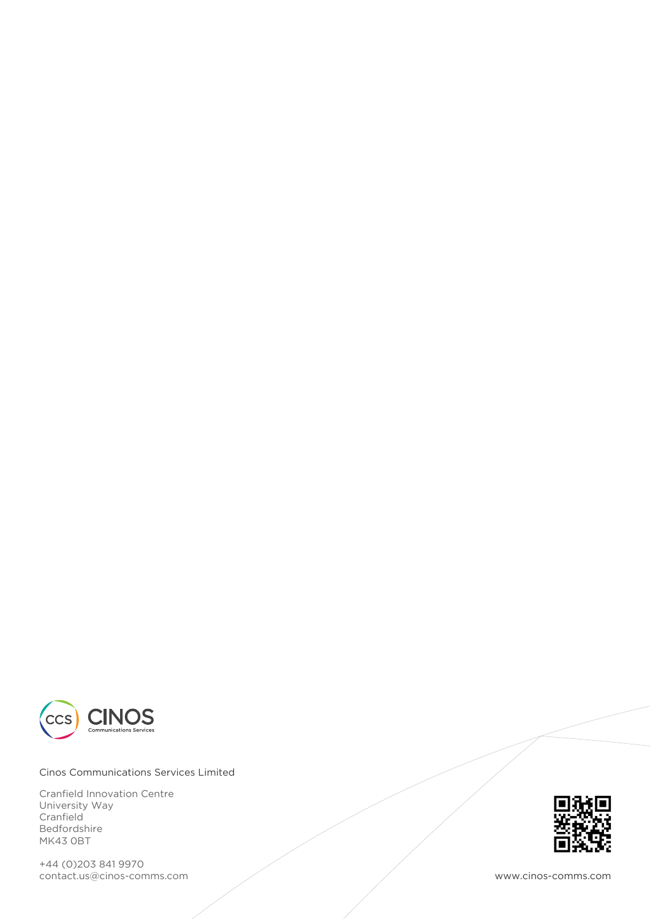Cinos Communications Services Limited

Cranfield Innovation Centre
University Way
Cranfield
Bedfordshire
MK43 0BT

+44 (0)203 841 9970
contact.us@cinos-comms.com

www.cinos-comms.com